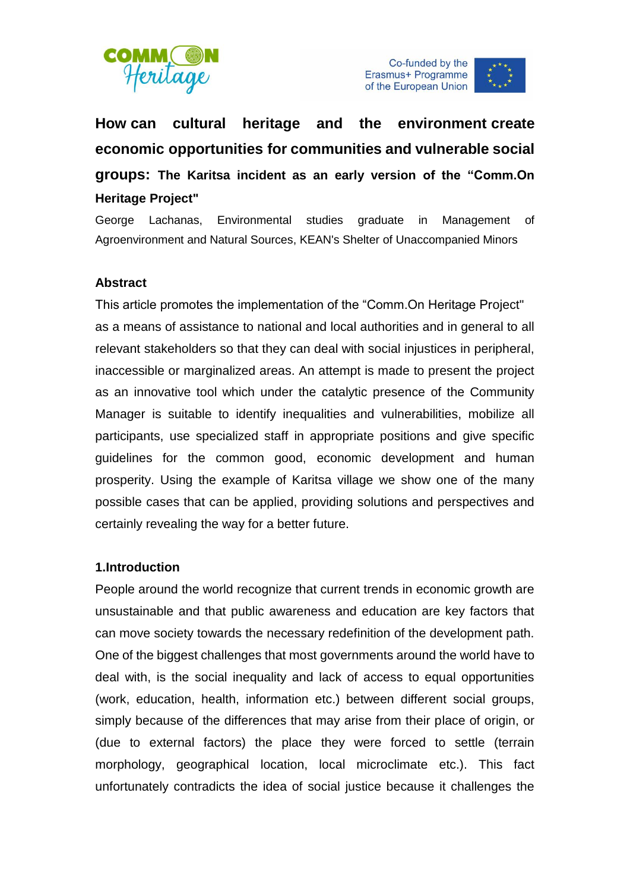# How can cultural heritage and the environment create economic opportunities for communities and vulnerable social groups: The Karitsa incident as an early version of the "Comm.On Heritage Project"

George Lachanas, Environmental studies graduate in Management of Agroenvironment and Natural Sources, KEAN's Shelter of Unaccompanied Minors

## Abstract

This article promotes the implementation of the "Comm.On Heritage Project" as a means of assistance to national and local authorities and in general to all relevant stakeholders so that they can deal with social injustices in peripheral, inaccessible or marginalized areas. An attempt is made to present the project as an innovative tool which under the catalytic presence of the Community Manager is suitable to identify inequalities and vulnerabilities, mobilize all participants, use specialized staff in appropriate positions and give specific guidelines for the common good, economic development and human prosperity. Using the example of Karitsa village we show one of the many possible cases that can be applied, providing solutions and perspectives and certainly revealing the way for a better future.

## 1.Introduction

People around the world recognize that current trends in economic growth are unsustainable and that public awareness and education are key factors that can move society towards the necessary redefinition of the development path. One of the biggest challenges that most governments around the world have to deal with, is the social inequality and lack of access to equal opportunities (work, education, health, information etc.) between different social groups, simply because of the differences that may arise from their place of origin, or (due to external factors) the place they were forced to settle (terrain morphology, geographical location, local microclimate etc.). This fact unfortunately contradicts the idea of social justice because it challenges the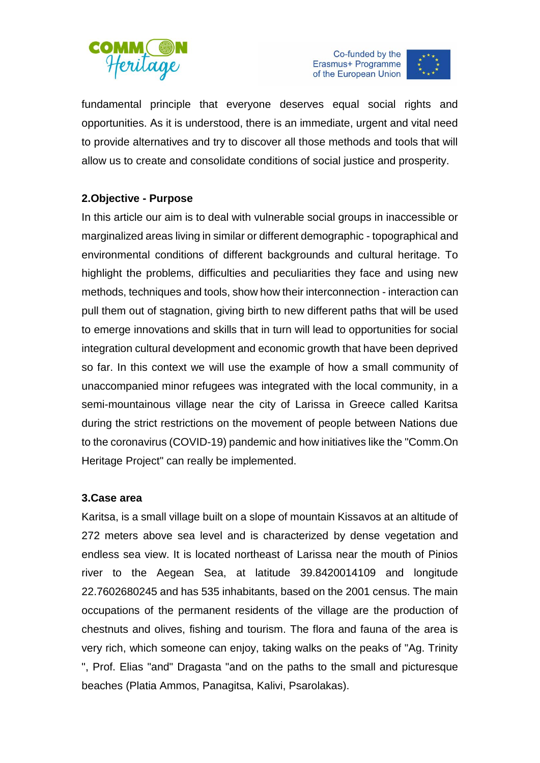fundamental principle that everyone deserves equal social rights and opportunities. As it is understood, there is an immediate, urgent and vital need to provide alternatives and try to discover all those methods and tools that will allow us to create and consolidate conditions of social justice and prosperity.

**2.Objective - Purpose**

In this article our aim is to deal with vulnerable social groups in inaccessible or marginalized areas living in similar or different demographic - topographical and environmental conditions of different backgrounds and cultural heritage. To highlight the problems, difficulties and peculiarities they face and using new methods, techniques and tools, show how their interconnection - interaction can pull them out of stagnation, giving birth to new different paths that will be used to emerge innovations and skills that in turn will lead to opportunities for social integration cultural development and economic growth that have been deprived so far. In this context we will use the example of how a small community of unaccompanied minor refugees was integrated with the local community, in a semi-mountainous village near the city of Larissa in Greece called Karitsa during the strict restrictions on the movement of people between Nations due to the coronavirus (COVID-19) pandemic and how initiatives like the "Comm.On Heritage Project" can really be implemented.

**3.Case area**

Karitsa, is a small village built on a slope of mountain Kissavos at an altitude of 272 meters above sea level and is characterized by dense vegetation and endless sea view. It is located northeast of Larissa near the mouth of Pinios river to the Aegean Sea, at latitude 39.8420014109 and longitude 22.7602680245 and has 535 inhabitants, based on the 2001 census. The main occupations of the permanent residents of the village are the production of chestnuts and olives, fishing and tourism. The flora and fauna of the area is very rich, which someone can enjoy, taking walks on the peaks of "Ag. Trinity ", Prof. Elias "and" Dragasta "and on the paths to the small and picturesque beaches (Platia Ammos, Panagitsa, Kalivi, Psarolakas).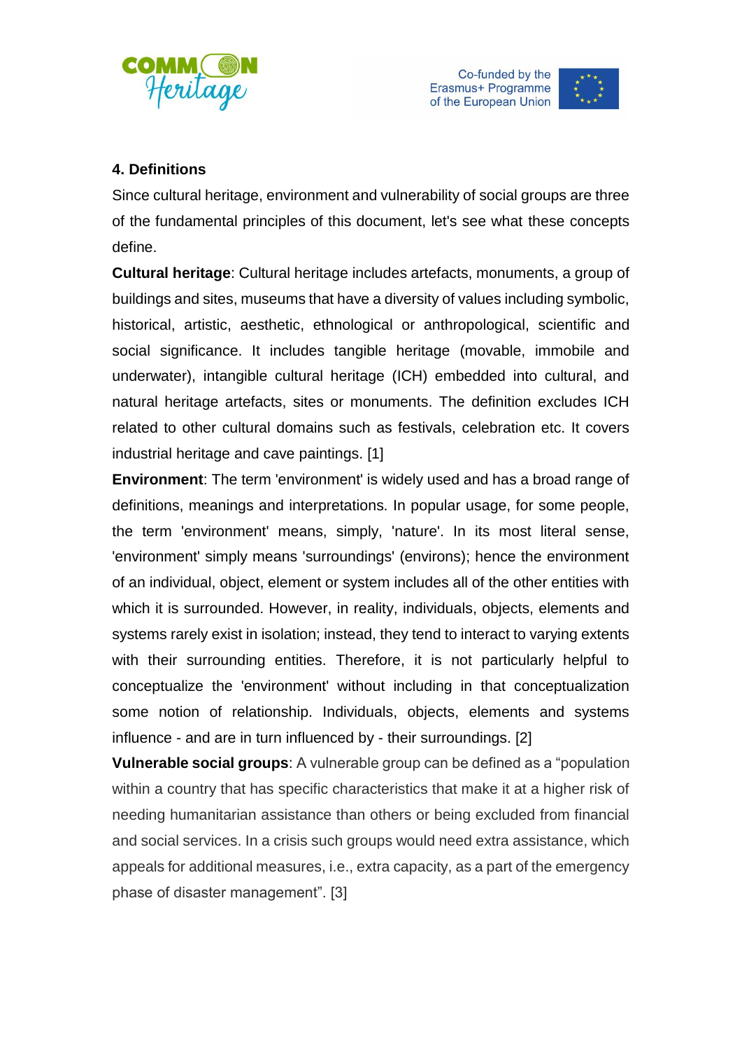## 4. Definitions

Since cultural heritage, environment and vulnerability of social groups are three of the fundamental principles of this document, let's see what these concepts define.

**Cultural heritage**: Cultural heritage includes artefacts, monuments, a group of buildings and sites, museums that have a diversity of values including symbolic, historical, artistic, aesthetic, ethnological or anthropological, scientific and social significance. It includes tangible heritage (movable, immobile and underwater), intangible cultural heritage (ICH) embedded into cultural, and natural heritage artefacts, sites or monuments. The definition excludes ICH related to other cultural domains such as festivals, celebration etc. It covers industrial heritage and cave paintings. [1]

**Environment**: The term 'environment' is widely used and has a broad range of definitions, meanings and interpretations. In popular usage, for some people, the term 'environment' means, simply, 'nature'. In its most literal sense, 'environment' simply means 'surroundings' (environs); hence the environment of an individual, object, element or system includes all of the other entities with which it is surrounded. However, in reality, individuals, objects, elements and systems rarely exist in isolation; instead, they tend to interact to varying extents with their surrounding entities. Therefore, it is not particularly helpful to conceptualize the 'environment' without including in that conceptualization some notion of relationship. Individuals, objects, elements and systems influence - and are in turn influenced by - their surroundings. [2]

**Vulnerable social groups**: A vulnerable group can be defined as a "population within a country that has specific characteristics that make it at a higher risk of needing humanitarian assistance than others or being excluded from financial and social services. In a crisis such groups would need extra assistance, which appeals for additional measures, i.e., extra capacity, as a part of the emergency phase of disaster management". [3]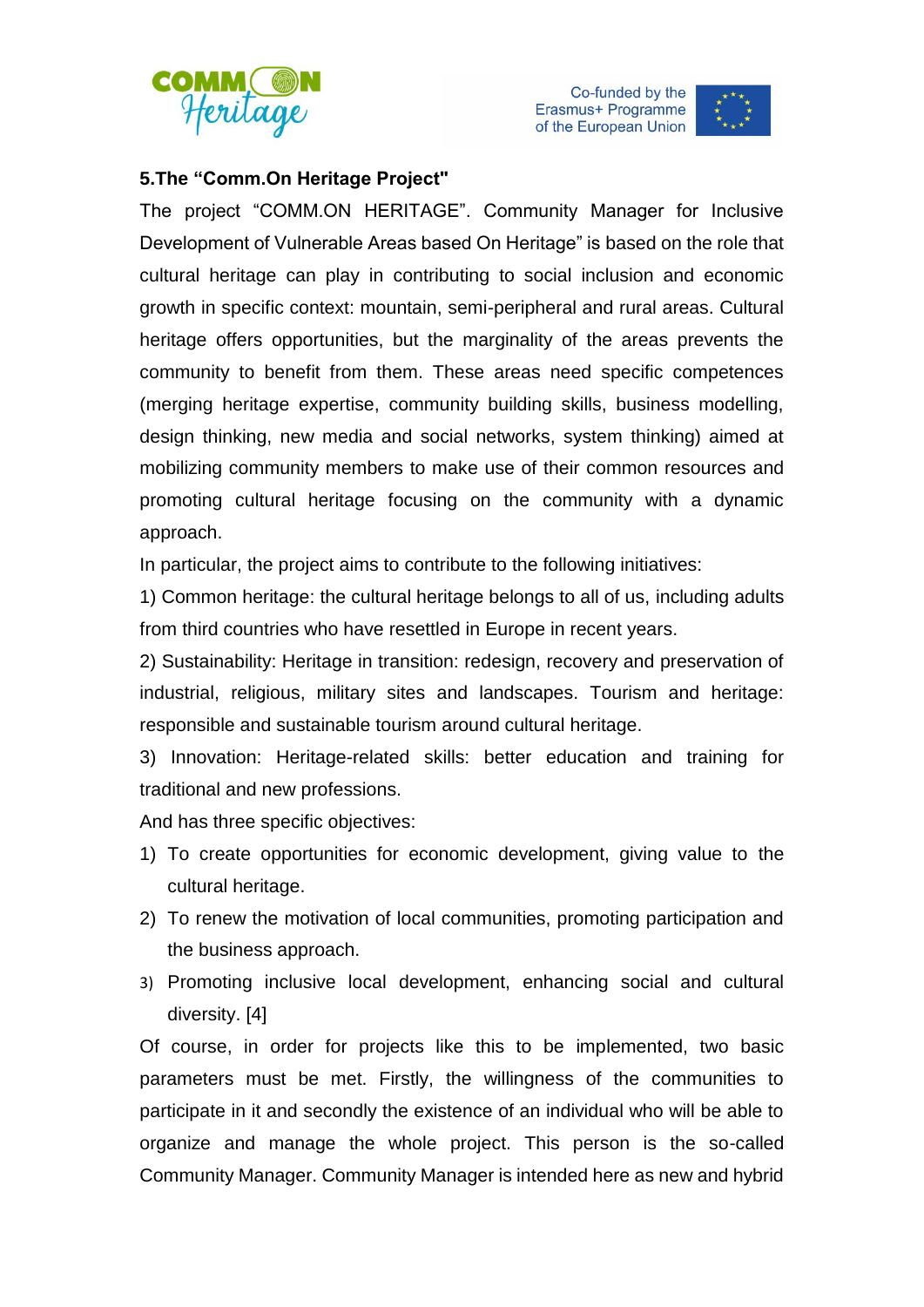## 5.The “Comm.On Heritage Project"

The project “COMM.ON HERITAGE”. Community Manager for Inclusive Development of Vulnerable Areas based On Heritage” is based on the role that cultural heritage can play in contributing to social inclusion and economic growth in specific context: mountain, semi-peripheral and rural areas. Cultural heritage offers opportunities, but the marginality of the areas prevents the community to benefit from them. These areas need specific competences (merging heritage expertise, community building skills, business modelling, design thinking, new media and social networks, system thinking) aimed at mobilizing community members to make use of their common resources and promoting cultural heritage focusing on the community with a dynamic approach.

In particular, the project aims to contribute to the following initiatives:

1) Common heritage: the cultural heritage belongs to all of us, including adults from third countries who have resettled in Europe in recent years.

2) Sustainability: Heritage in transition: redesign, recovery and preservation of industrial, religious, military sites and landscapes. Tourism and heritage: responsible and sustainable tourism around cultural heritage.

3) Innovation: Heritage-related skills: better education and training for traditional and new professions.

And has three specific objectives:

1) To create opportunities for economic development, giving value to the cultural heritage.
2) To renew the motivation of local communities, promoting participation and the business approach.
3) Promoting inclusive local development, enhancing social and cultural diversity. [4]

Of course, in order for projects like this to be implemented, two basic parameters must be met. Firstly, the willingness of the communities to participate in it and secondly the existence of an individual who will be able to organize and manage the whole project. This person is the so-called Community Manager. Community Manager is intended here as new and hybrid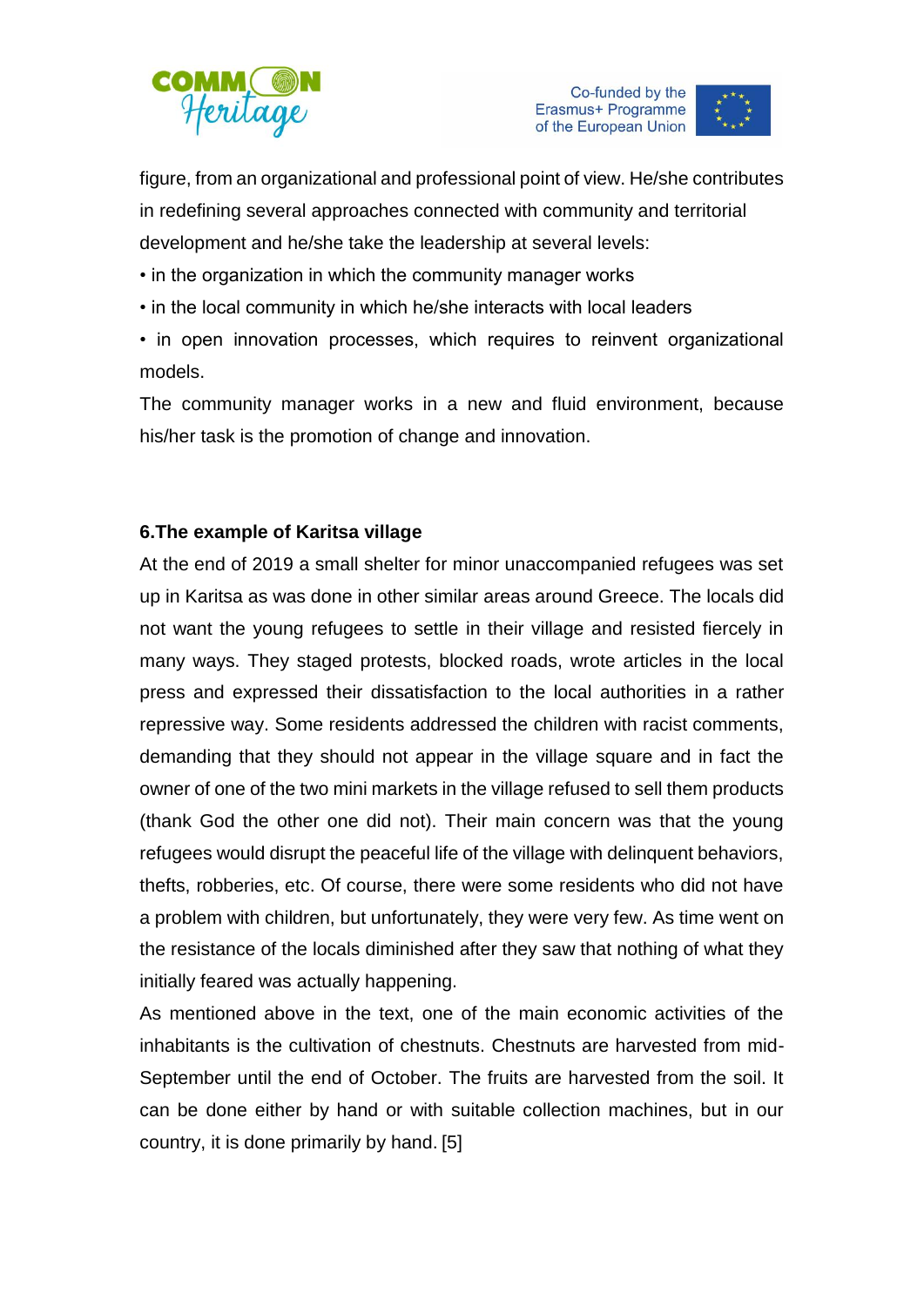figure, from an organizational and professional point of view. He/she contributes in redefining several approaches connected with community and territorial development and he/she take the leadership at several levels:

- in the organization in which the community manager works
- in the local community in which he/she interacts with local leaders
- in open innovation processes, which requires to reinvent organizational models.

The community manager works in a new and fluid environment, because his/her task is the promotion of change and innovation.

## 6.The example of Karitsa village

At the end of 2019 a small shelter for minor unaccompanied refugees was set up in Karitsa as was done in other similar areas around Greece. The locals did not want the young refugees to settle in their village and resisted fiercely in many ways. They staged protests, blocked roads, wrote articles in the local press and expressed their dissatisfaction to the local authorities in a rather repressive way. Some residents addressed the children with racist comments, demanding that they should not appear in the village square and in fact the owner of one of the two mini markets in the village refused to sell them products (thank God the other one did not). Their main concern was that the young refugees would disrupt the peaceful life of the village with delinquent behaviors, thefts, robberies, etc. Of course, there were some residents who did not have a problem with children, but unfortunately, they were very few. As time went on the resistance of the locals diminished after they saw that nothing of what they initially feared was actually happening.

As mentioned above in the text, one of the main economic activities of the inhabitants is the cultivation of chestnuts. Chestnuts are harvested from mid-September until the end of October. The fruits are harvested from the soil. It can be done either by hand or with suitable collection machines, but in our country, it is done primarily by hand. [5]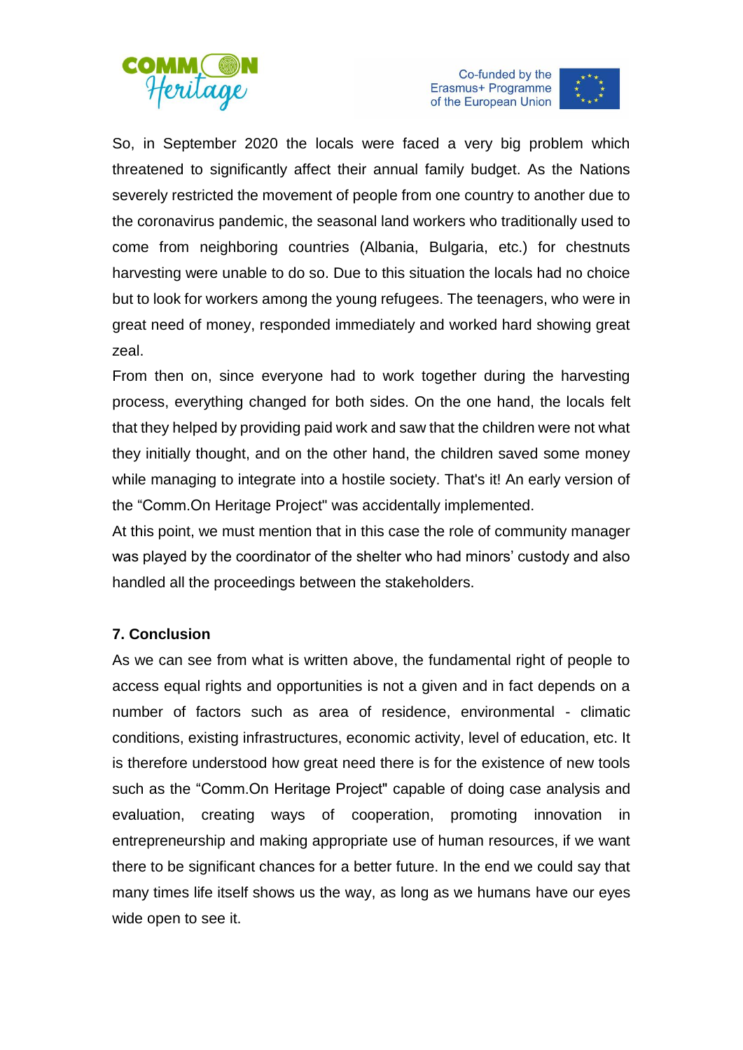So, in September 2020 the locals were faced a very big problem which threatened to significantly affect their annual family budget. As the Nations severely restricted the movement of people from one country to another due to the coronavirus pandemic, the seasonal land workers who traditionally used to come from neighboring countries (Albania, Bulgaria, etc.) for chestnuts harvesting were unable to do so. Due to this situation the locals had no choice but to look for workers among the young refugees. The teenagers, who were in great need of money, responded immediately and worked hard showing great zeal.

From then on, since everyone had to work together during the harvesting process, everything changed for both sides. On the one hand, the locals felt that they helped by providing paid work and saw that the children were not what they initially thought, and on the other hand, the children saved some money while managing to integrate into a hostile society. That's it! An early version of the "Comm.On Heritage Project" was accidentally implemented.

At this point, we must mention that in this case the role of community manager was played by the coordinator of the shelter who had minors' custody and also handled all the proceedings between the stakeholders.

### 7. Conclusion

As we can see from what is written above, the fundamental right of people to access equal rights and opportunities is not a given and in fact depends on a number of factors such as area of residence, environmental - climatic conditions, existing infrastructures, economic activity, level of education, etc. It is therefore understood how great need there is for the existence of new tools such as the "Comm.On Heritage Project" capable of doing case analysis and evaluation, creating ways of cooperation, promoting innovation in entrepreneurship and making appropriate use of human resources, if we want there to be significant chances for a better future. In the end we could say that many times life itself shows us the way, as long as we humans have our eyes wide open to see it.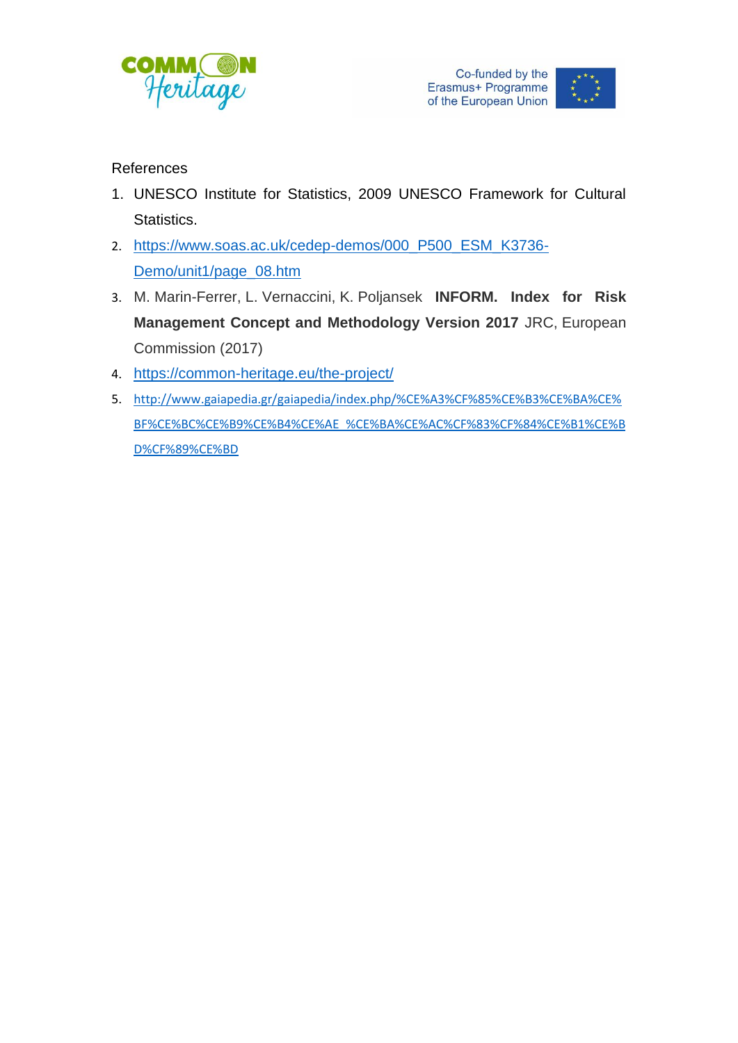References

1. UNESCO Institute for Statistics, 2009 UNESCO Framework for Cultural Statistics.
2. https://www.soas.ac.uk/cedep-demos/000_P500_ESM_K3736-Demo/unit1/page_08.htm
3. M. Marin-Ferrer, L. Vernaccini, K. Poljansek **INFORM. Index for Risk Management Concept and Methodology Version 2017** JRC, European Commission (2017)
4. https://common-heritage.eu/the-project/
5. http://www.gaiapedia.gr/gaiapedia/index.php/%CE%A3%CF%85%CE%B3%CE%BA%CE%BF%CE%BC%CE%B9%CE%B4%CE%AE_%CE%BA%CE%AC%CF%83%CF%84%CE%B1%CE%BD%CF%89%CE%BD